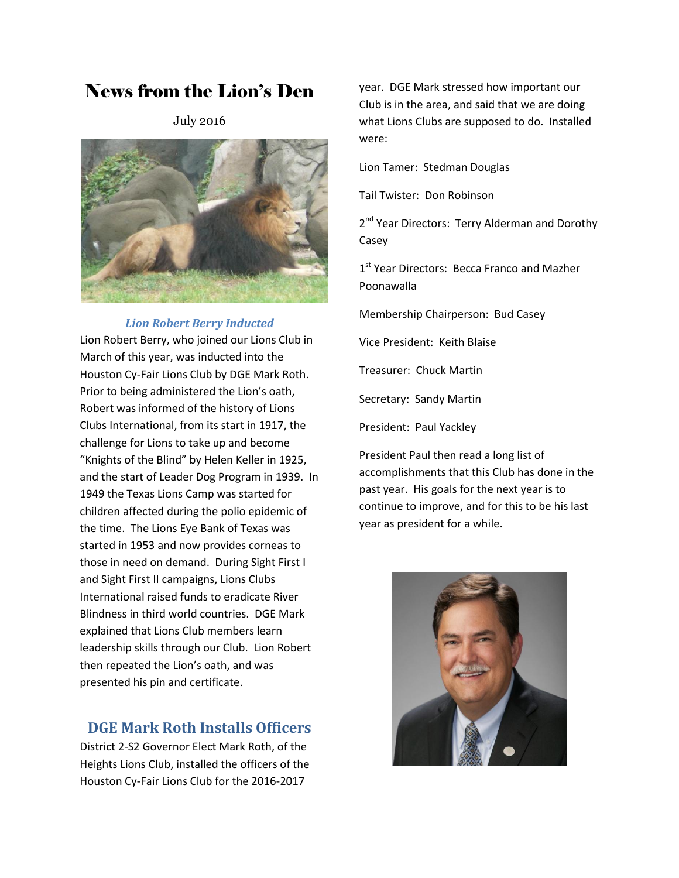# News from the Lion's Den

July 2016

### *Lion Robert Berry Inducted*

Lion Robert Berry, who joined our Lions Club in March of this year, was inducted into the Houston Cy-Fair Lions Club by DGE Mark Roth. Prior to being administered the Lion's oath, Robert was informed of the history of Lions Clubs International, from its start in 1917, the challenge for Lions to take up and become "Knights of the Blind" by Helen Keller in 1925, and the start of Leader Dog Program in 1939. In 1949 the Texas Lions Camp was started for children affected during the polio epidemic of the time. The Lions Eye Bank of Texas was started in 1953 and now provides corneas to those in need on demand. During Sight First I and Sight First II campaigns, Lions Clubs International raised funds to eradicate River Blindness in third world countries. DGE Mark explained that Lions Club members learn leadership skills through our Club. Lion Robert then repeated the Lion's oath, and was presented his pin and certificate.

## DGE Mark Roth Installs Officers

District 2-S2 Governor Elect Mark Roth, of the Heights Lions Club, installed the officers of the Houston Cy-Fair Lions Club for the 2016-2017 year. DGE Mark stressed how important our Club is in the area, and said that we are doing what Lions Clubs are supposed to do. Installed were:

Lion Tamer: Stedman Douglas

Tail Twister: Don Robinson

2nd Year Directors: Terry Alderman and Dorothy Casey

1st Year Directors: Becca Franco and Mazher Poonawalla

Membership Chairperson: Bud Casey

Vice President: Keith Blaise

Treasurer: Chuck Martin

Secretary: Sandy Martin

President: Paul Yackley

President Paul then read a long list of accomplishments that this Club has done in the past year. His goals for the next year is to continue to improve, and for this to be his last year as president for a while.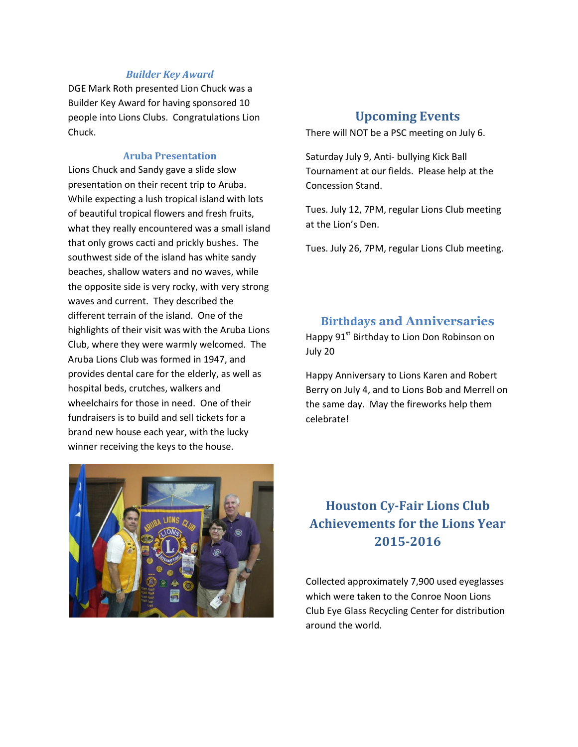### *Builder Key Award*

DGE Mark Roth presented Lion Chuck was a Builder Key Award for having sponsored 10 people into Lions Clubs. Congratulations Lion Chuck.

### Aruba Presentation

Lions Chuck and Sandy gave a slide slow presentation on their recent trip to Aruba. While expecting a lush tropical island with lots of beautiful tropical flowers and fresh fruits, what they really encountered was a small island that only grows cacti and prickly bushes. The southwest side of the island has white sandy beaches, shallow waters and no waves, while the opposite side is very rocky, with very strong waves and current. They described the different terrain of the island. One of the highlights of their visit was with the Aruba Lions Club, where they were warmly welcomed. The Aruba Lions Club was formed in 1947, and provides dental care for the elderly, as well as hospital beds, crutches, walkers and wheelchairs for those in need. One of their fundraisers is to build and sell tickets for a brand new house each year, with the lucky winner receiving the keys to the house.

## Upcoming Events

There will NOT be a PSC meeting on July 6.

Saturday July 9, Anti- bullying Kick Ball Tournament at our fields. Please help at the Concession Stand.

Tues. July 12, 7PM, regular Lions Club meeting at the Lion's Den.

Tues. July 26, 7PM, regular Lions Club meeting.

## Birthdays and Anniversaries

Happy 91st Birthday to Lion Don Robinson on July 20

Happy Anniversary to Lions Karen and Robert Berry on July 4, and to Lions Bob and Merrell on the same day. May the fireworks help them celebrate!

## Houston Cy-Fair Lions Club Achievements for the Lions Year 2015-2016

Collected approximately 7,900 used eyeglasses which were taken to the Conroe Noon Lions Club Eye Glass Recycling Center for distribution around the world.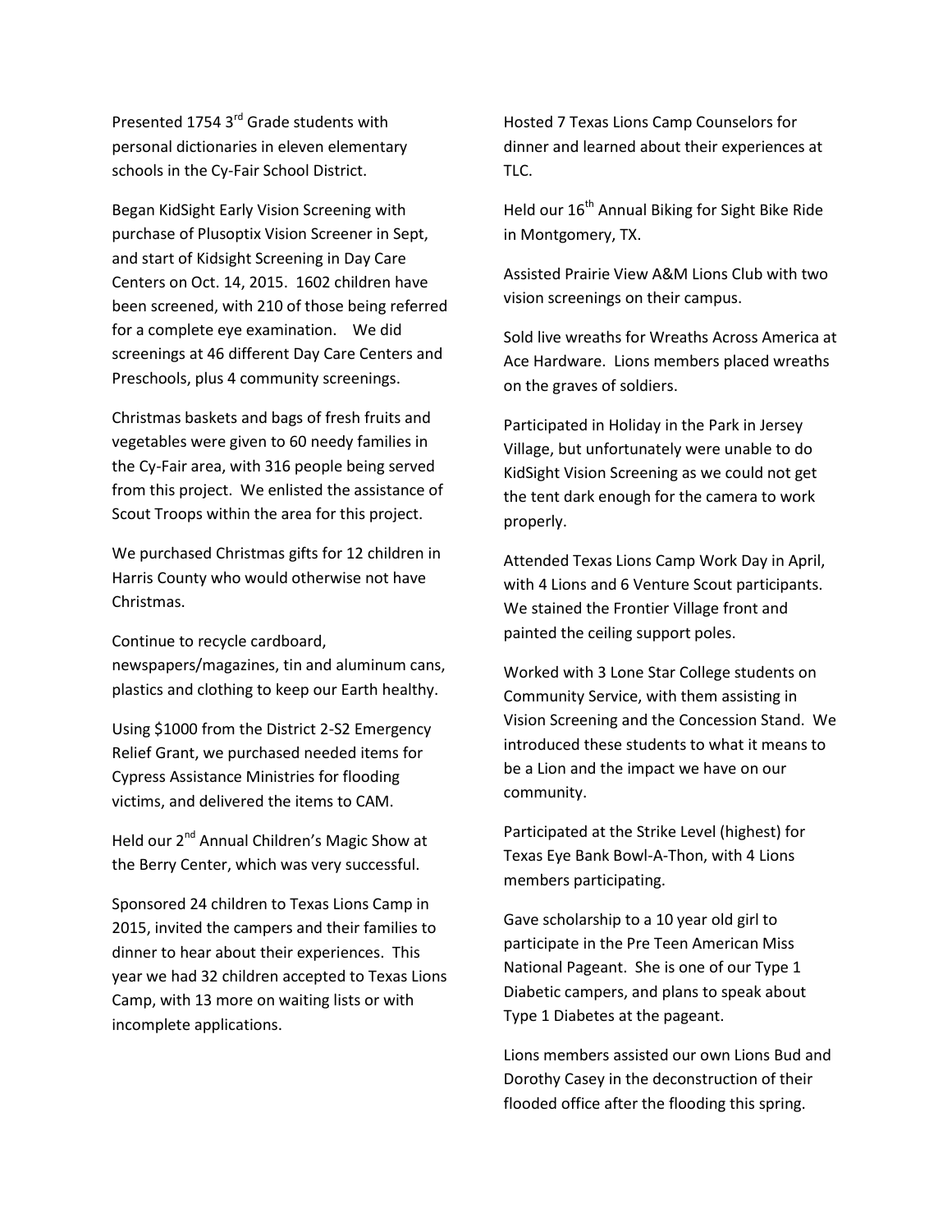Presented 1754 3rd Grade students with personal dictionaries in eleven elementary schools in the Cy-Fair School District.

Began KidSight Early Vision Screening with purchase of Plusoptix Vision Screener in Sept, and start of Kidsight Screening in Day Care Centers on Oct. 14, 2015. 1602 children have been screened, with 210 of those being referred for a complete eye examination. We did screenings at 46 different Day Care Centers and Preschools, plus 4 community screenings.

Christmas baskets and bags of fresh fruits and vegetables were given to 60 needy families in the Cy-Fair area, with 316 people being served from this project. We enlisted the assistance of Scout Troops within the area for this project.

We purchased Christmas gifts for 12 children in Harris County who would otherwise not have Christmas.

Continue to recycle cardboard, newspapers/magazines, tin and aluminum cans, plastics and clothing to keep our Earth healthy.

Using $1000 from the District 2-S2 Emergency Relief Grant, we purchased needed items for Cypress Assistance Ministries for flooding victims, and delivered the items to CAM.

Held our 2nd Annual Children's Magic Show at the Berry Center, which was very successful.

Sponsored 24 children to Texas Lions Camp in 2015, invited the campers and their families to dinner to hear about their experiences. This year we had 32 children accepted to Texas Lions Camp, with 13 more on waiting lists or with incomplete applications.

Hosted 7 Texas Lions Camp Counselors for dinner and learned about their experiences at TLC.

Held our 16th Annual Biking for Sight Bike Ride in Montgomery, TX.

Assisted Prairie View A&M Lions Club with two vision screenings on their campus.

Sold live wreaths for Wreaths Across America at Ace Hardware. Lions members placed wreaths on the graves of soldiers.

Participated in Holiday in the Park in Jersey Village, but unfortunately were unable to do KidSight Vision Screening as we could not get the tent dark enough for the camera to work properly.

Attended Texas Lions Camp Work Day in April, with 4 Lions and 6 Venture Scout participants. We stained the Frontier Village front and painted the ceiling support poles.

Worked with 3 Lone Star College students on Community Service, with them assisting in Vision Screening and the Concession Stand. We introduced these students to what it means to be a Lion and the impact we have on our community.

Participated at the Strike Level (highest) for Texas Eye Bank Bowl-A-Thon, with 4 Lions members participating.

Gave scholarship to a 10 year old girl to participate in the Pre Teen American Miss National Pageant. She is one of our Type 1 Diabetic campers, and plans to speak about Type 1 Diabetes at the pageant.

Lions members assisted our own Lions Bud and Dorothy Casey in the deconstruction of their flooded office after the flooding this spring.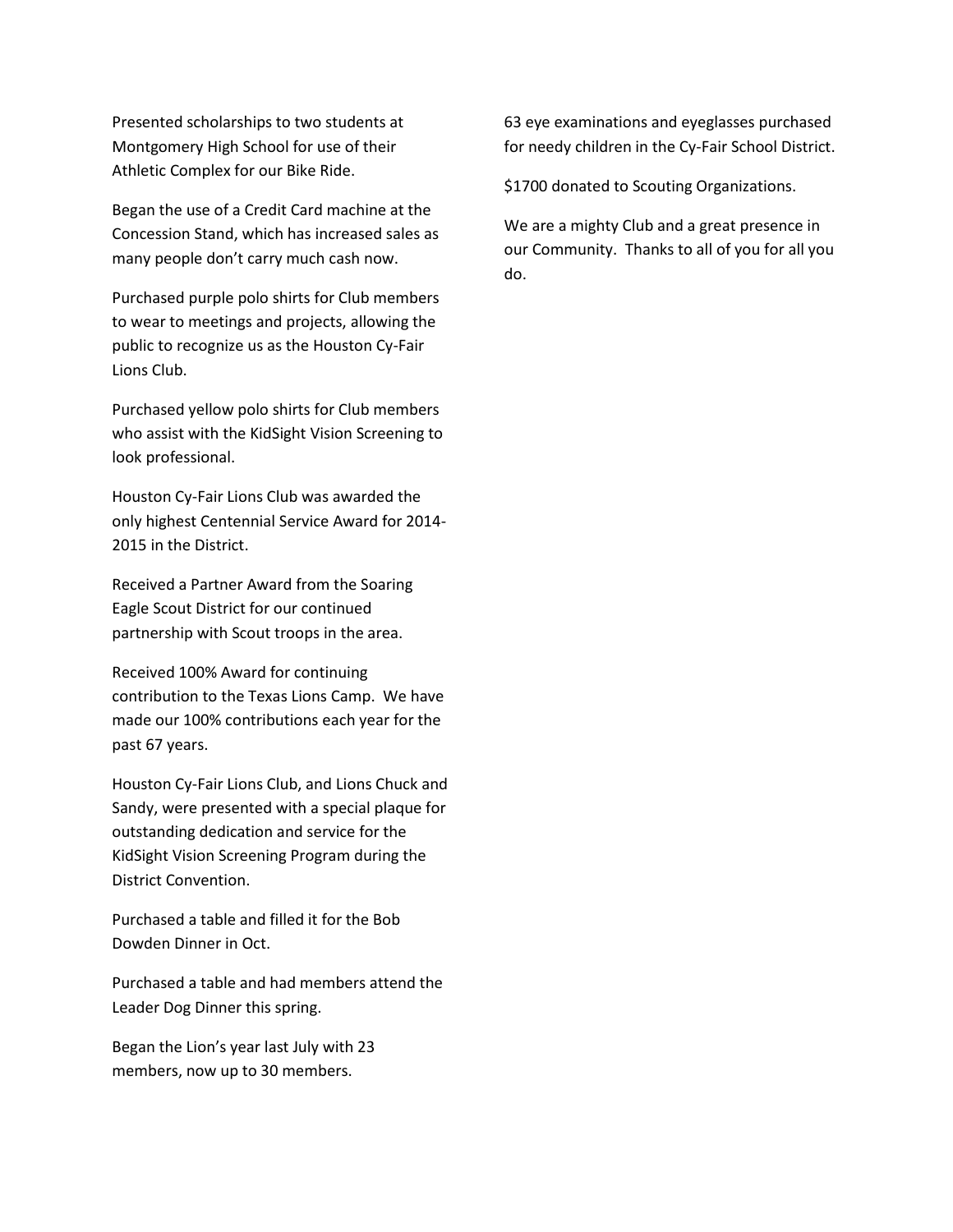Presented scholarships to two students at Montgomery High School for use of their Athletic Complex for our Bike Ride.

Began the use of a Credit Card machine at the Concession Stand, which has increased sales as many people don't carry much cash now.

Purchased purple polo shirts for Club members to wear to meetings and projects, allowing the public to recognize us as the Houston Cy-Fair Lions Club.

Purchased yellow polo shirts for Club members who assist with the KidSight Vision Screening to look professional.

Houston Cy-Fair Lions Club was awarded the only highest Centennial Service Award for 2014-2015 in the District.

Received a Partner Award from the Soaring Eagle Scout District for our continued partnership with Scout troops in the area.

Received 100% Award for continuing contribution to the Texas Lions Camp. We have made our 100% contributions each year for the past 67 years.

Houston Cy-Fair Lions Club, and Lions Chuck and Sandy, were presented with a special plaque for outstanding dedication and service for the KidSight Vision Screening Program during the District Convention.

Purchased a table and filled it for the Bob Dowden Dinner in Oct.

Purchased a table and had members attend the Leader Dog Dinner this spring.

Began the Lion's year last July with 23 members, now up to 30 members.

63 eye examinations and eyeglasses purchased for needy children in the Cy-Fair School District.

$1700 donated to Scouting Organizations.

We are a mighty Club and a great presence in our Community. Thanks to all of you for all you do.